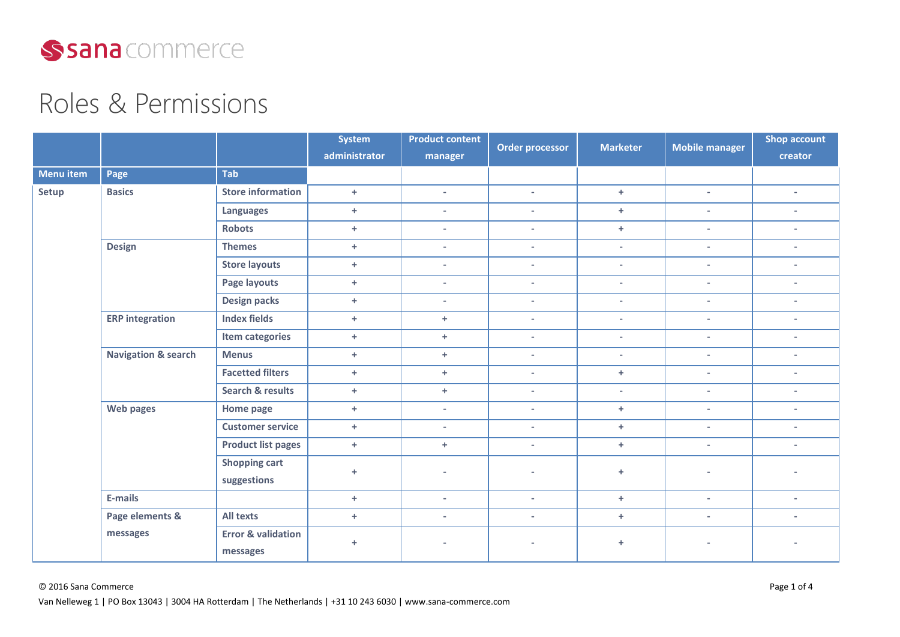# Roles & Permissions

| | | | System administrator | Product content manager | Order processor | Marketer | Mobile manager | Shop account creator |
|---|---|---|---|---|---|---|---|---|
| **Menu item** | **Page** | **Tab** | | | | | | |
| **Setup** | **Basics** | **Store information** | + | - | - | + | - | - |
| | | **Languages** | + | - | - | + | - | - |
| | | **Robots** | + | - | - | + | - | - |
| | **Design** | **Themes** | + | - | - | - | - | - |
| | | **Store layouts** | + | - | - | - | - | - |
| | | **Page layouts** | + | - | - | - | - | - |
| | | **Design packs** | + | - | - | - | - | - |
| | **ERP integration** | **Index fields** | + | + | - | - | - | - |
| | | **Item categories** | + | + | - | - | - | - |
| | **Navigation & search** | **Menus** | + | + | - | - | - | - |
| | | **Facetted filters** | + | + | - | + | - | - |
| | | **Search & results** | + | + | - | - | - | - |
| | **Web pages** | **Home page** | + | - | - | + | - | - |
| | | **Customer service** | + | - | - | + | - | - |
| | | **Product list pages** | + | + | - | + | - | - |
| | | **Shopping cart suggestions** | + | - | - | + | - | - |
| | **E-mails** | | + | - | - | + | - | - |
| | **Page elements & messages** | **All texts** | + | - | - | + | - | - |
| | | **Error & validation messages** | + | - | - | + | - | - |

© 2016 Sana Commerce

Van Nelleweg 1 | PO Box 13043 | 3004 HA Rotterdam | The Netherlands | +31 10 243 6030 | www.sana-commerce.com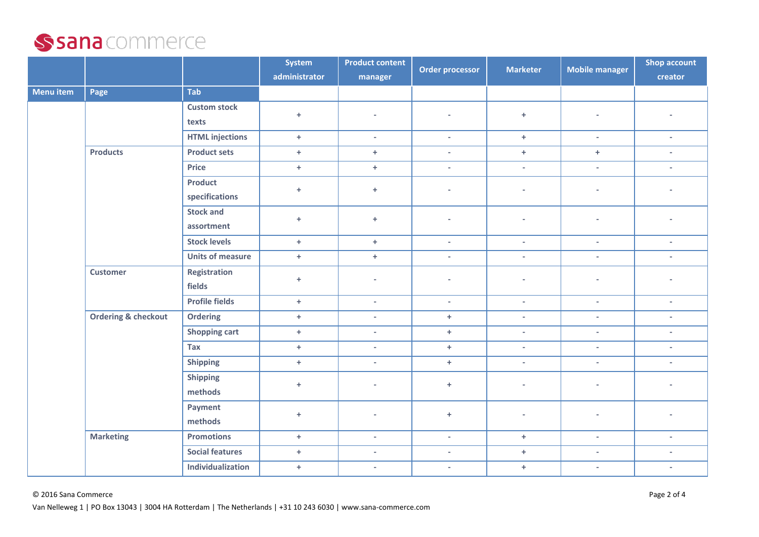| | | | System administrator | Product content manager | Order processor | Marketer | Mobile manager | Shop account creator |
|---|---|---|---|---|---|---|---|---|
| **Menu item** | **Page** | **Tab** | | | | | | |
| | | Custom stock texts | + | - | - | + | - | - |
| | | HTML injections | + | - | - | + | - | - |
| | Products | Product sets | + | + | - | + | + | - |
| | | Price | + | + | - | - | - | - |
| | | Product specifications | + | + | - | - | - | - |
| | | Stock and assortment | + | + | - | - | - | - |
| | | Stock levels | + | + | - | - | - | - |
| | | Units of measure | + | + | - | - | - | - |
| | Customer | Registration fields | + | - | - | - | - | - |
| | | Profile fields | + | - | - | - | - | - |
| | Ordering & checkout | Ordering | + | - | + | - | - | - |
| | | Shopping cart | + | - | + | - | - | - |
| | | Tax | + | - | + | - | - | - |
| | | Shipping | + | - | + | - | - | - |
| | | Shipping methods | + | - | + | - | - | - |
| | | Payment methods | + | - | + | - | - | - |
| | Marketing | Promotions | + | - | - | + | - | - |
| | | Social features | + | - | - | + | - | - |
| | | Individualization | + | - | - | + | - | - |

© 2016 Sana Commerce

Van Nelleweg 1 | PO Box 13043 | 3004 HA Rotterdam | The Netherlands | +31 10 243 6030 | www.sana-commerce.com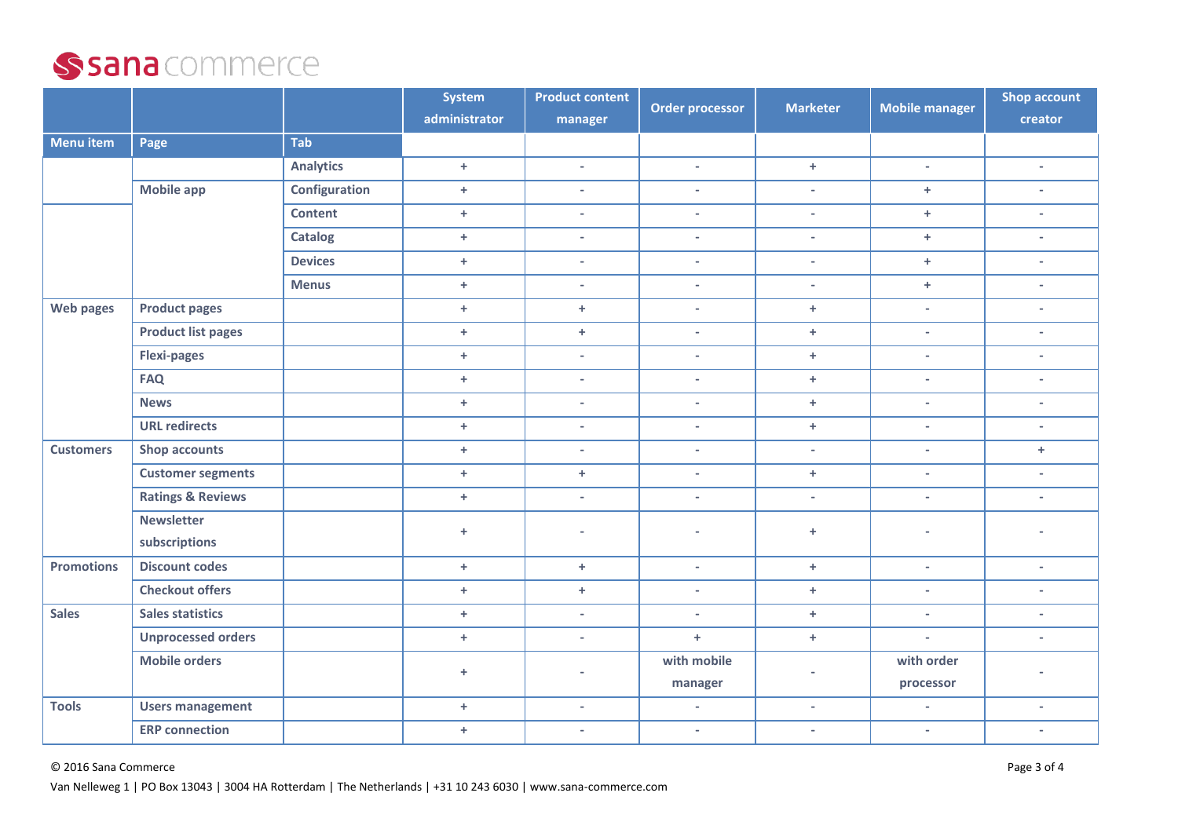| | | | System administrator | Product content manager | Order processor | Marketer | Mobile manager | Shop account creator |
|---|---|---|---|---|---|---|---|---|
| **Menu item** | **Page** | **Tab** | | | | | | |
| | | Analytics | + | - | - | + | - | - |
| | Mobile app | Configuration | + | - | - | - | + | - |
| | | Content | + | - | - | - | + | - |
| | | Catalog | + | - | - | - | + | - |
| | | Devices | + | - | - | - | + | - |
| | | Menus | + | - | - | - | + | - |
| Web pages | Product pages | | + | + | - | + | - | - |
| | Product list pages | | + | + | - | + | - | - |
| | Flexi-pages | | + | - | - | + | - | - |
| | FAQ | | + | - | - | + | - | - |
| | News | | + | - | - | + | - | - |
| | URL redirects | | + | - | - | + | - | - |
| Customers | Shop accounts | | + | - | - | - | - | + |
| | Customer segments | | + | + | - | + | - | - |
| | Ratings & Reviews | | + | - | - | - | - | - |
| | Newsletter subscriptions | | + | - | - | + | - | - |
| Promotions | Discount codes | | + | + | - | + | - | - |
| | Checkout offers | | + | + | - | + | - | - |
| Sales | Sales statistics | | + | - | - | + | - | - |
| | Unprocessed orders | | + | - | + | + | - | - |
| | Mobile orders | | + | - | with mobile manager | - | with order processor | - |
| Tools | Users management | | + | - | - | - | - | - |
| | ERP connection | | + | - | - | - | - | - |

© 2016 Sana Commerce

Van Nelleweg 1 | PO Box 13043 | 3004 HA Rotterdam | The Netherlands | +31 10 243 6030 | www.sana-commerce.com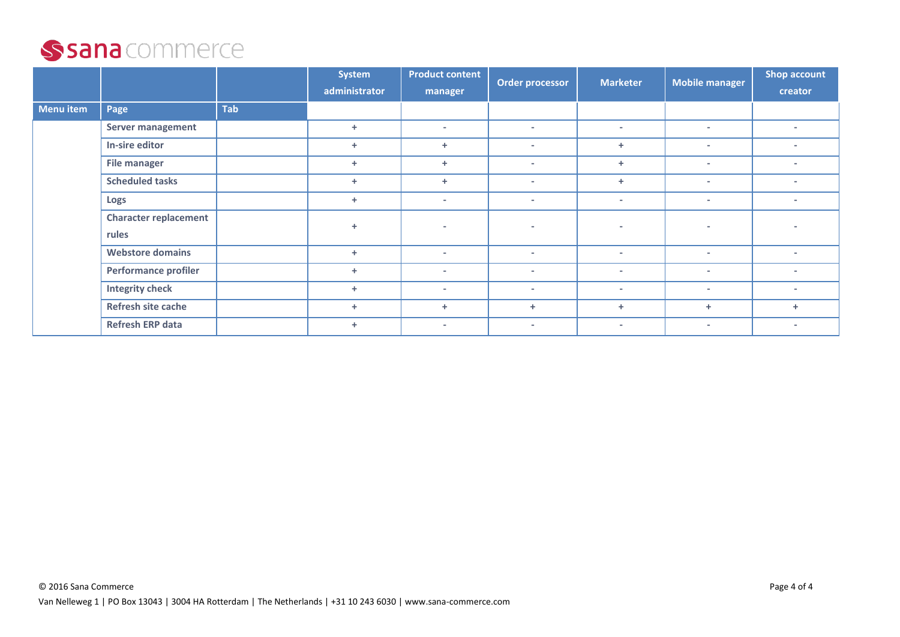| | | | System administrator | Product content manager | Order processor | Marketer | Mobile manager | Shop account creator |
|---|---|---|---|---|---|---|---|---|
| **Menu item** | **Page** | **Tab** | | | | | | |
| | **Server management** | | + | - | - | - | - | - |
| | **In-sire editor** | | + | + | - | + | - | - |
| | **File manager** | | + | + | - | + | - | - |
| | **Scheduled tasks** | | + | + | - | + | - | - |
| | **Logs** | | + | - | - | - | - | - |
| | **Character replacement rules** | | + | - | - | - | - | - |
| | **Webstore domains** | | + | - | - | - | - | - |
| | **Performance profiler** | | + | - | - | - | - | - |
| | **Integrity check** | | + | - | - | - | - | - |
| | **Refresh site cache** | | + | + | + | + | + | + |
| | **Refresh ERP data** | | + | - | - | - | - | - |

© 2016 Sana Commerce

Van Nelleweg 1 | PO Box 13043 | 3004 HA Rotterdam | The Netherlands | +31 10 243 6030 | www.sana-commerce.com